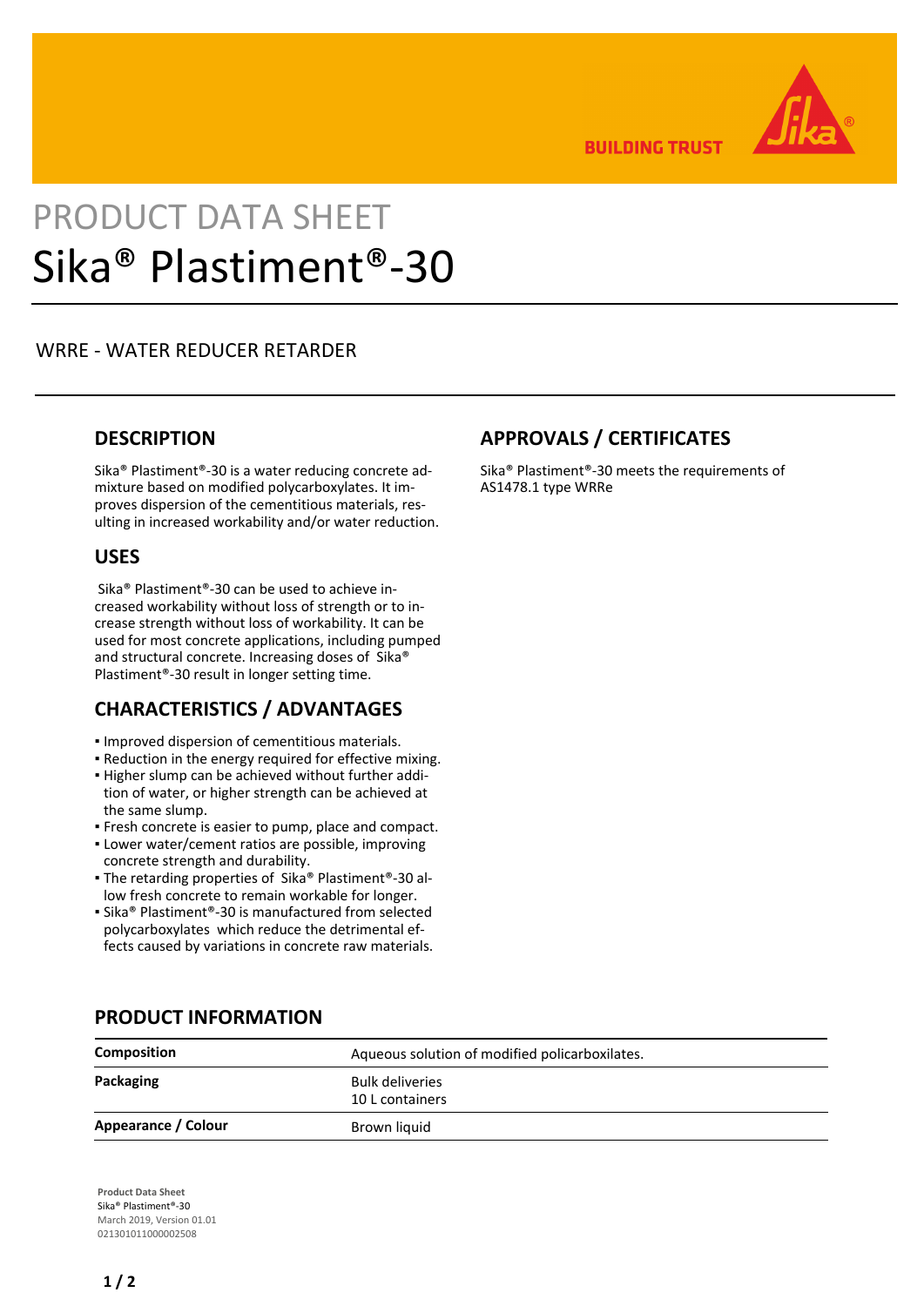BUILDING TRUST

PRODUCT DATA SHEET

# Sika® Plastiment®-30

WRRE - WATER REDUCER RETARDER

## DESCRIPTION

Sika® Plastiment®-30 is a water reducing concrete admixture based on modified polycarboxylates. It improves dispersion of the cementitious materials, resulting in increased workability and/or water reduction.

## USES

Sika® Plastiment®-30 can be used to achieve increased workability without loss of strength or to increase strength without loss of workability. It can be used for most concrete applications, including pumped and structural concrete. Increasing doses of Sika® Plastiment®-30 result in longer setting time.

## CHARACTERISTICS / ADVANTAGES

- Improved dispersion of cementitious materials.
- Reduction in the energy required for effective mixing.
- Higher slump can be achieved without further addition of water, or higher strength can be achieved at the same slump.
- Fresh concrete is easier to pump, place and compact.
- Lower water/cement ratios are possible, improving concrete strength and durability.
- The retarding properties of Sika® Plastiment®-30 allow fresh concrete to remain workable for longer.
- Sika® Plastiment®-30 is manufactured from selected polycarboxylates which reduce the detrimental effects caused by variations in concrete raw materials.

## APPROVALS / CERTIFICATES

Sika® Plastiment®-30 meets the requirements of AS1478.1 type WRRe

## PRODUCT INFORMATION

| | |
|---|---|
| **Composition** | Aqueous solution of modified policarboxilates. |
| **Packaging** | Bulk deliveries<br>10 L containers |
| **Appearance / Colour** | Brown liquid |

**Product Data Sheet**
Sika® Plastiment®-30
March 2019, Version 01.01
021301011000002508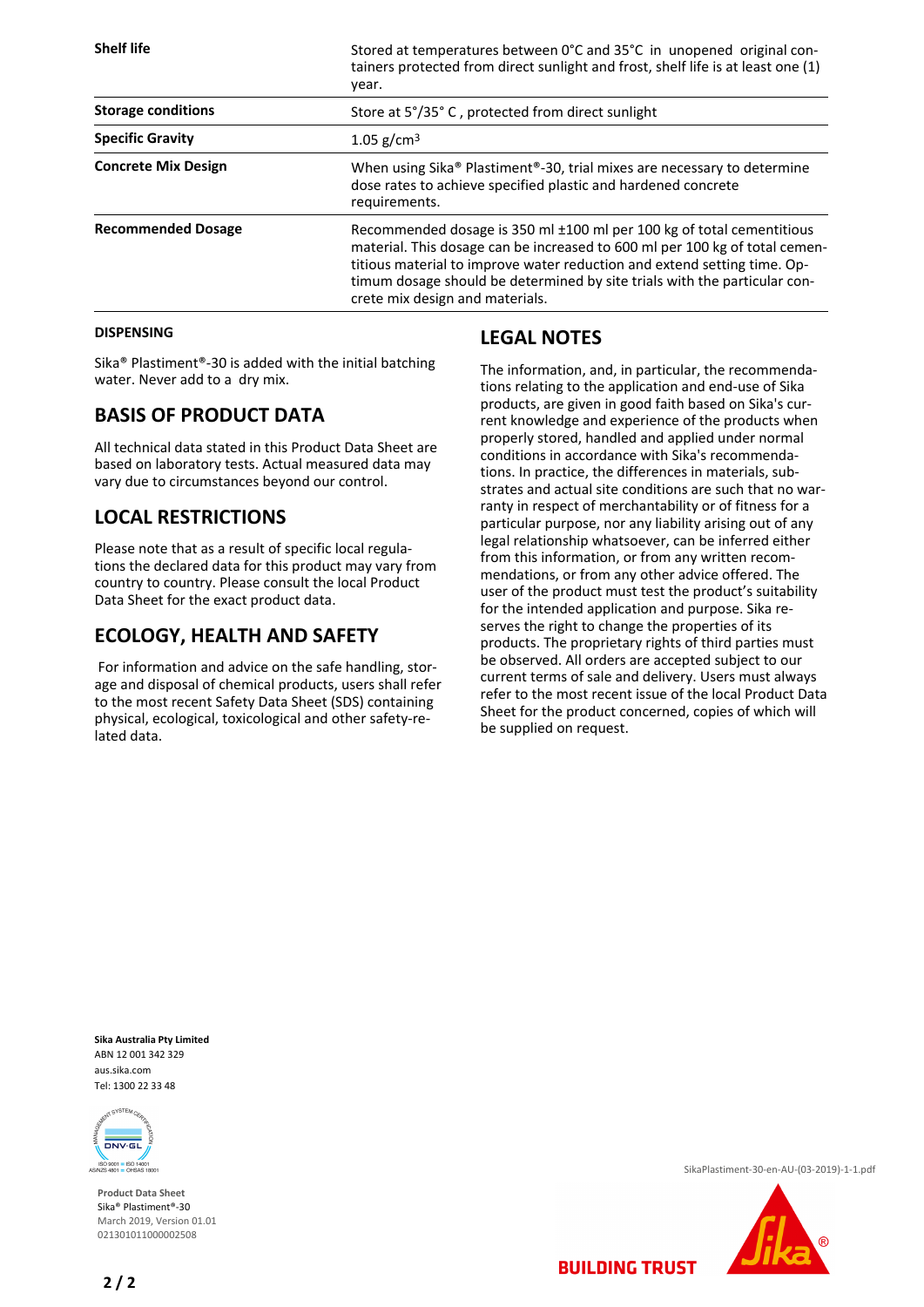| | |
|---|---|
| **Shelf life** | Stored at temperatures between 0°C and 35°C in unopened original containers protected from direct sunlight and frost, shelf life is at least one (1) year. |
| **Storage conditions** | Store at 5°/35° C , protected from direct sunlight |
| **Specific Gravity** | 1.05 g/cm$^3$ |
| **Concrete Mix Design** | When using Sika® Plastiment®-30, trial mixes are necessary to determine dose rates to achieve specified plastic and hardened concrete requirements. |
| **Recommended Dosage** | Recommended dosage is 350 ml ±100 ml per 100 kg of total cementitious material. This dosage can be increased to 600 ml per 100 kg of total cementitious material to improve water reduction and extend setting time. Optimum dosage should be determined by site trials with the particular concrete mix design and materials. |

#### DISPENSING

Sika® Plastiment®-30 is added with the initial batching water. Never add to a dry mix.

## BASIS OF PRODUCT DATA

All technical data stated in this Product Data Sheet are based on laboratory tests. Actual measured data may vary due to circumstances beyond our control.

## LOCAL RESTRICTIONS

Please note that as a result of specific local regulations the declared data for this product may vary from country to country. Please consult the local Product Data Sheet for the exact product data.

## ECOLOGY, HEALTH AND SAFETY

For information and advice on the safe handling, storage and disposal of chemical products, users shall refer to the most recent Safety Data Sheet (SDS) containing physical, ecological, toxicological and other safety-related data.

## LEGAL NOTES

The information, and, in particular, the recommendations relating to the application and end-use of Sika products, are given in good faith based on Sika's current knowledge and experience of the products when properly stored, handled and applied under normal conditions in accordance with Sika's recommendations. In practice, the differences in materials, substrates and actual site conditions are such that no warranty in respect of merchantability or of fitness for a particular purpose, nor any liability arising out of any legal relationship whatsoever, can be inferred either from this information, or from any written recommendations, or from any other advice offered. The user of the product must test the product's suitability for the intended application and purpose. Sika reserves the right to change the properties of its products. The proprietary rights of third parties must be observed. All orders are accepted subject to our current terms of sale and delivery. Users must always refer to the most recent issue of the local Product Data Sheet for the product concerned, copies of which will be supplied on request.

**Sika Australia Pty Limited**
ABN 12 001 342 329
aus.sika.com
Tel: 1300 22 33 48

**Product Data Sheet**
Sika® Plastiment®-30
March 2019, Version 01.01
021301011000002508

SikaPlastiment-30-en-AU-(03-2019)-1-1.pdf

**BUILDING TRUST**